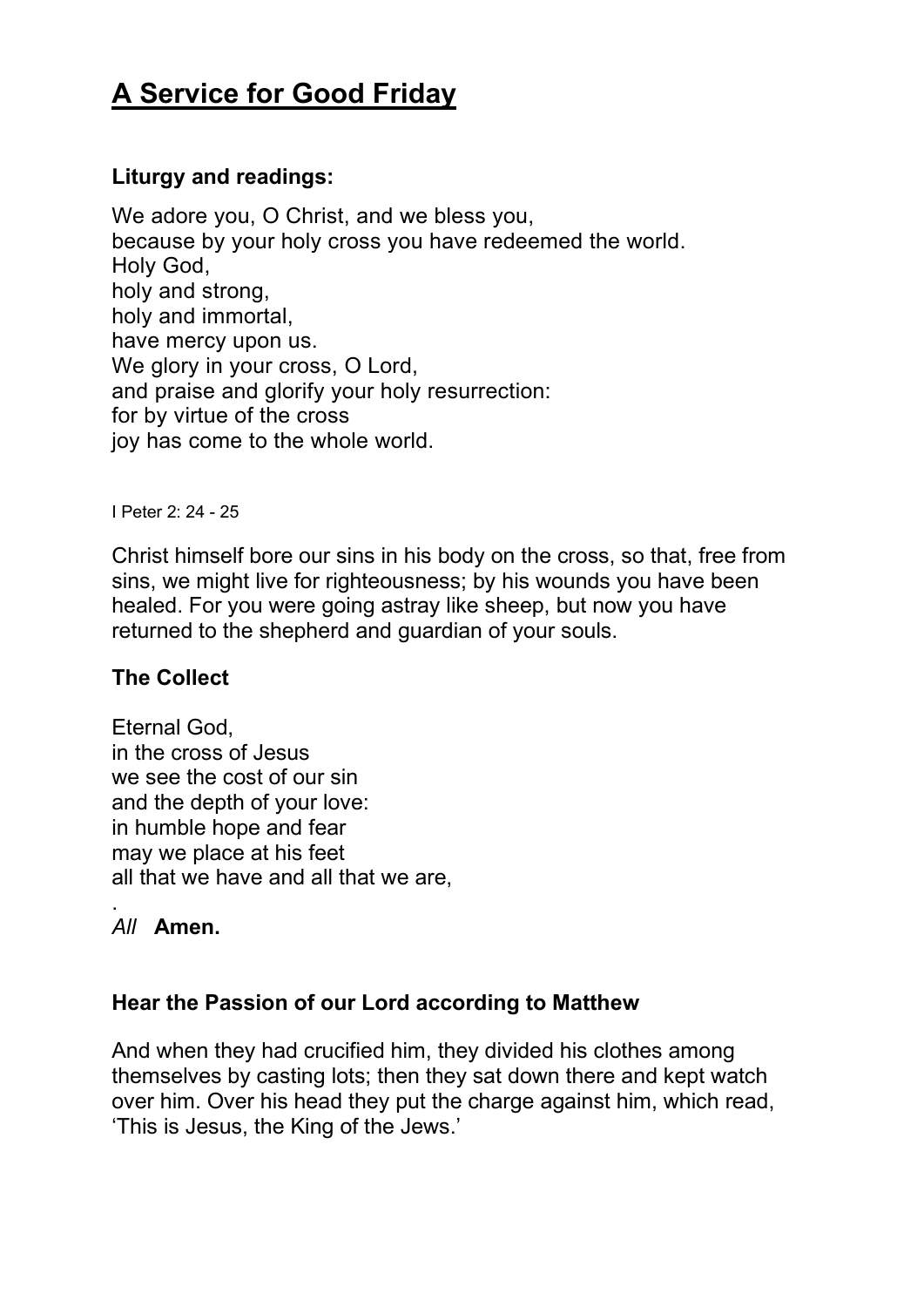# A Service for Good Friday

**Liturgy and readings:**

We adore you, O Christ, and we bless you,
because by your holy cross you have redeemed the world.
Holy God,
holy and strong,
holy and immortal,
have mercy upon us.
We glory in your cross, O Lord,
and praise and glorify your holy resurrection:
for by virtue of the cross
joy has come to the whole world.

I Peter 2: 24 - 25

Christ himself bore our sins in his body on the cross, so that, free from sins, we might live for righteousness; by his wounds you have been healed. For you were going astray like sheep, but now you have returned to the shepherd and guardian of your souls.

**The Collect**

Eternal God,
in the cross of Jesus
we see the cost of our sin
and the depth of your love:
in humble hope and fear
may we place at his feet
all that we have and all that we are,
.
*All* **Amen.**

**Hear the Passion of our Lord according to Matthew**

And when they had crucified him, they divided his clothes among themselves by casting lots; then they sat down there and kept watch over him. Over his head they put the charge against him, which read, 'This is Jesus, the King of the Jews.'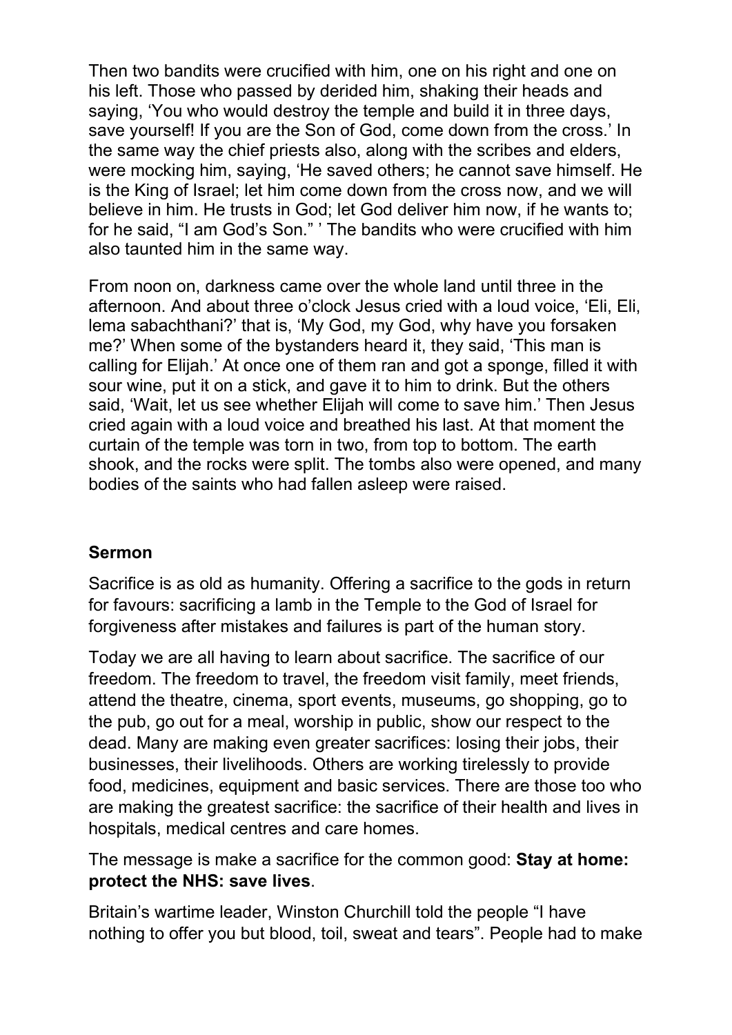Then two bandits were crucified with him, one on his right and one on his left. Those who passed by derided him, shaking their heads and saying, 'You who would destroy the temple and build it in three days, save yourself! If you are the Son of God, come down from the cross.' In the same way the chief priests also, along with the scribes and elders, were mocking him, saying, 'He saved others; he cannot save himself. He is the King of Israel; let him come down from the cross now, and we will believe in him. He trusts in God; let God deliver him now, if he wants to; for he said, "I am God's Son." ' The bandits who were crucified with him also taunted him in the same way.

From noon on, darkness came over the whole land until three in the afternoon. And about three o'clock Jesus cried with a loud voice, 'Eli, Eli, lema sabachthani?' that is, 'My God, my God, why have you forsaken me?' When some of the bystanders heard it, they said, 'This man is calling for Elijah.' At once one of them ran and got a sponge, filled it with sour wine, put it on a stick, and gave it to him to drink. But the others said, 'Wait, let us see whether Elijah will come to save him.' Then Jesus cried again with a loud voice and breathed his last. At that moment the curtain of the temple was torn in two, from top to bottom. The earth shook, and the rocks were split. The tombs also were opened, and many bodies of the saints who had fallen asleep were raised.

## Sermon

Sacrifice is as old as humanity. Offering a sacrifice to the gods in return for favours: sacrificing a lamb in the Temple to the God of Israel for forgiveness after mistakes and failures is part of the human story.

Today we are all having to learn about sacrifice. The sacrifice of our freedom. The freedom to travel, the freedom visit family, meet friends, attend the theatre, cinema, sport events, museums, go shopping, go to the pub, go out for a meal, worship in public, show our respect to the dead. Many are making even greater sacrifices: losing their jobs, their businesses, their livelihoods. Others are working tirelessly to provide food, medicines, equipment and basic services. There are those too who are making the greatest sacrifice: the sacrifice of their health and lives in hospitals, medical centres and care homes.

The message is make a sacrifice for the common good: **Stay at home: protect the NHS: save lives**.

Britain's wartime leader, Winston Churchill told the people "I have nothing to offer you but blood, toil, sweat and tears". People had to make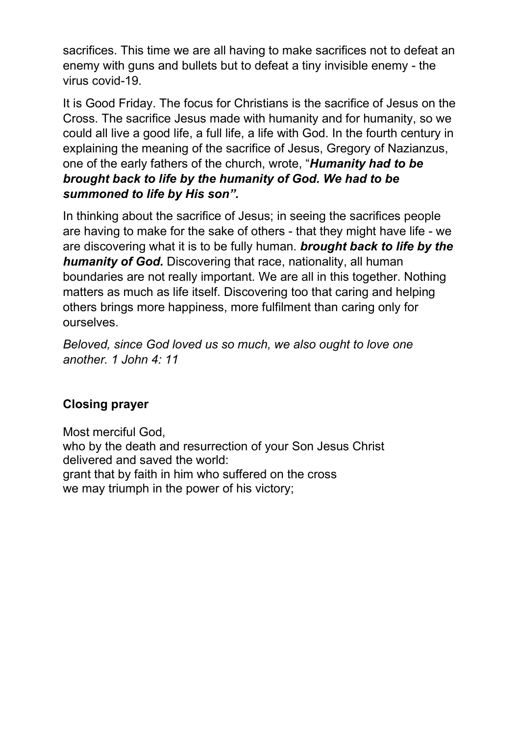sacrifices. This time we are all having to make sacrifices not to defeat an enemy with guns and bullets but to defeat a tiny invisible enemy - the virus covid-19.

It is Good Friday. The focus for Christians is the sacrifice of Jesus on the Cross. The sacrifice Jesus made with humanity and for humanity, so we could all live a good life, a full life, a life with God. In the fourth century in explaining the meaning of the sacrifice of Jesus, Gregory of Nazianzus, one of the early fathers of the church, wrote, "***Humanity had to be brought back to life by the humanity of God. We had to be summoned to life by His son".***

In thinking about the sacrifice of Jesus; in seeing the sacrifices people are having to make for the sake of others - that they might have life - we are discovering what it is to be fully human. ***brought back to life by the humanity of God.*** Discovering that race, nationality, all human boundaries are not really important. We are all in this together. Nothing matters as much as life itself. Discovering too that caring and helping others brings more happiness, more fulfilment than caring only for ourselves.

*Beloved, since God loved us so much, we also ought to love one another. 1 John 4: 11*

**Closing prayer**

Most merciful God,
who by the death and resurrection of your Son Jesus Christ
delivered and saved the world:
grant that by faith in him who suffered on the cross
we may triumph in the power of his victory;